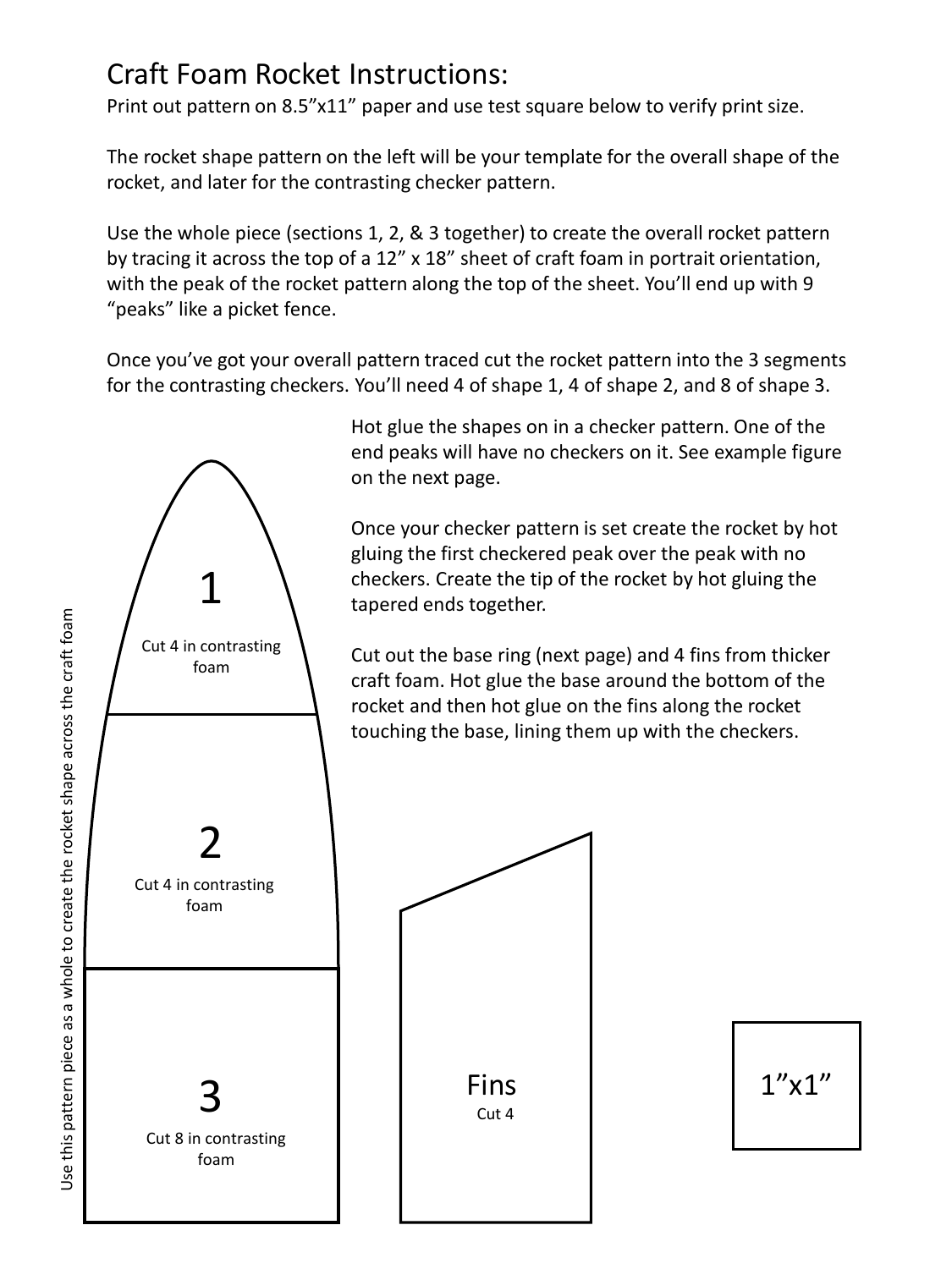# Craft Foam Rocket Instructions:

Print out pattern on 8.5”x11” paper and use test square below to verify print size.

The rocket shape pattern on the left will be your template for the overall shape of the rocket, and later for the contrasting checker pattern.

Use the whole piece (sections 1, 2, & 3 together) to create the overall rocket pattern by tracing it across the top of a 12” x 18” sheet of craft foam in portrait orientation, with the peak of the rocket pattern along the top of the sheet. You’ll end up with 9 “peaks” like a picket fence.

Once you’ve got your overall pattern traced cut the rocket pattern into the 3 segments for the contrasting checkers. You’ll need 4 of shape 1, 4 of shape 2, and 8 of shape 3.

Hot glue the shapes on in a checker pattern. One of the end peaks will have no checkers on it. See example figure on the next page.

Once your checker pattern is set create the rocket by hot gluing the first checkered peak over the peak with no checkers. Create the tip of the rocket by hot gluing the tapered ends together.

Cut out the base ring (next page) and 4 fins from thicker craft foam. Hot glue the base around the bottom of the rocket and then hot glue on the fins along the rocket touching the base, lining them up with the checkers.

Use this pattern piece as a whole to create the rocket shape across the craft foam

1

Cut 4 in contrasting foam

2

Cut 4 in contrasting foam

3

Cut 8 in contrasting foam

Fins

Cut 4

1”x1”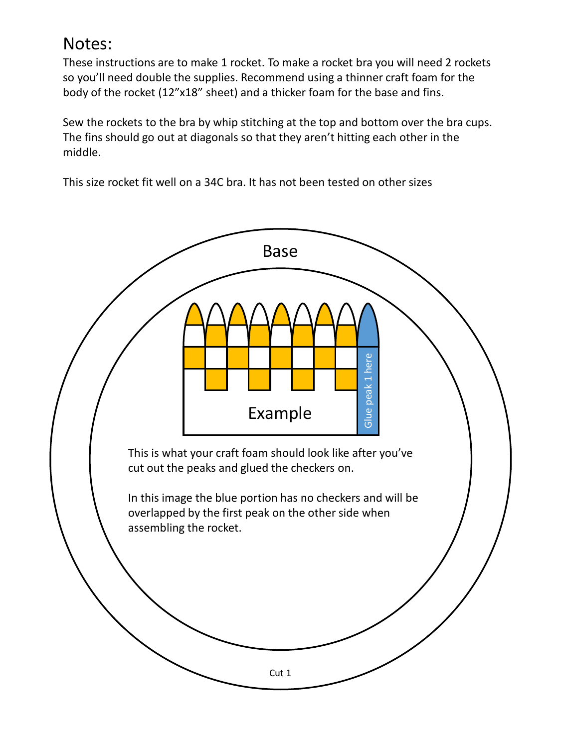# Notes:

These instructions are to make 1 rocket. To make a rocket bra you will need 2 rockets so you'll need double the supplies. Recommend using a thinner craft foam for the body of the rocket (12"x18" sheet) and a thicker foam for the base and fins.

Sew the rockets to the bra by whip stitching at the top and bottom over the bra cups. The fins should go out at diagonals so that they aren't hitting each other in the middle.

This size rocket fit well on a 34C bra. It has not been tested on other sizes

Base

Glue peak 1 here

Example

This is what your craft foam should look like after you've cut out the peaks and glued the checkers on.

In this image the blue portion has no checkers and will be overlapped by the first peak on the other side when assembling the rocket.

Cut 1